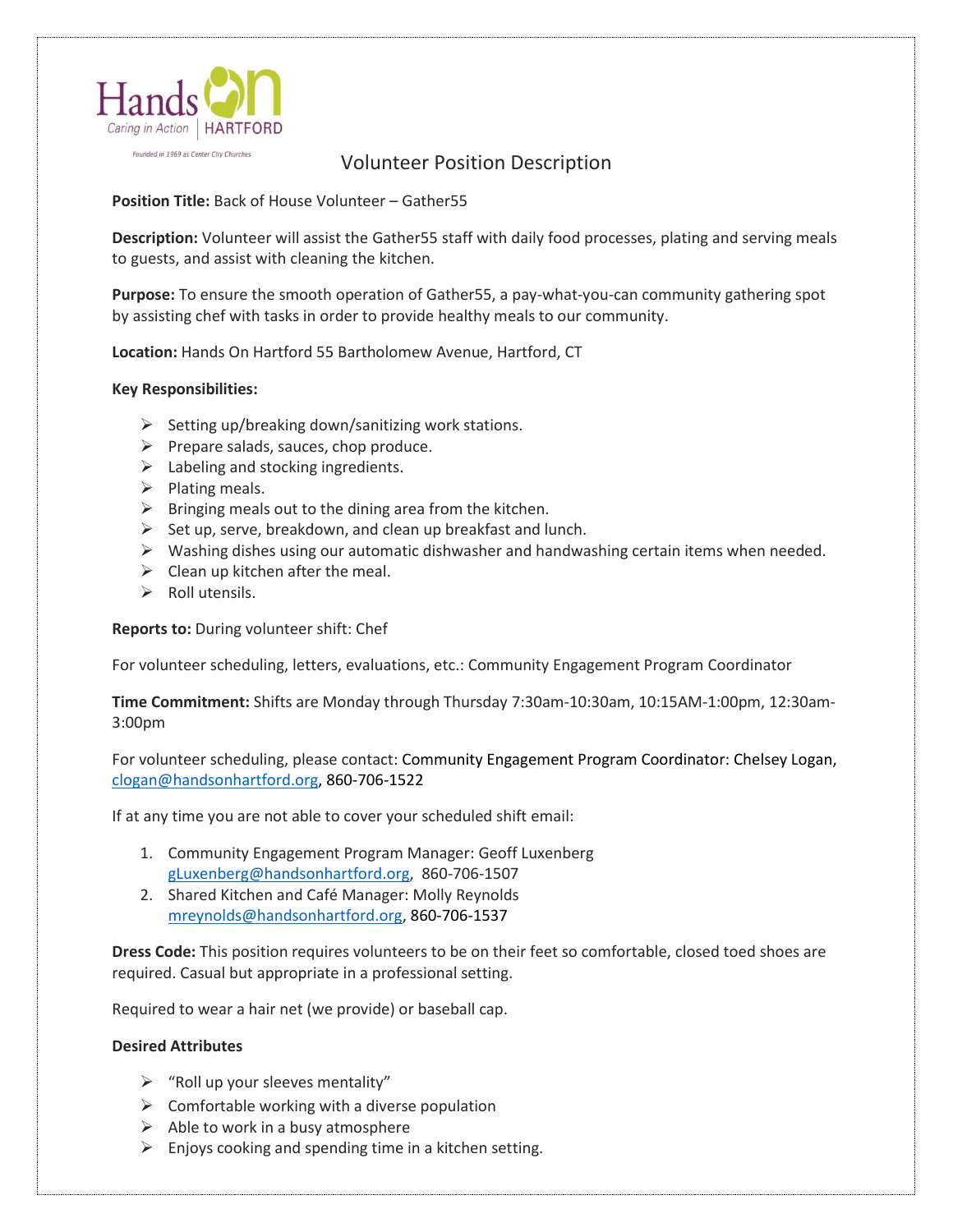Hands On

Caring in Action | HARTFORD

Founded in 1969 as Center City Churches

# Volunteer Position Description

**Position Title:** Back of House Volunteer – Gather55

**Description:** Volunteer will assist the Gather55 staff with daily food processes, plating and serving meals to guests, and assist with cleaning the kitchen.

**Purpose:** To ensure the smooth operation of Gather55, a pay-what-you-can community gathering spot by assisting chef with tasks in order to provide healthy meals to our community.

**Location:** Hands On Hartford 55 Bartholomew Avenue, Hartford, CT

**Key Responsibilities:**

- Setting up/breaking down/sanitizing work stations.
- Prepare salads, sauces, chop produce.
- Labeling and stocking ingredients.
- Plating meals.
- Bringing meals out to the dining area from the kitchen.
- Set up, serve, breakdown, and clean up breakfast and lunch.
- Washing dishes using our automatic dishwasher and handwashing certain items when needed.
- Clean up kitchen after the meal.
- Roll utensils.

**Reports to:** During volunteer shift: Chef

For volunteer scheduling, letters, evaluations, etc.: Community Engagement Program Coordinator

**Time Commitment:** Shifts are Monday through Thursday 7:30am-10:30am, 10:15AM-1:00pm, 12:30am-3:00pm

For volunteer scheduling, please contact: Community Engagement Program Coordinator: Chelsey Logan, clogan@handsonhartford.org, 860-706-1522

If at any time you are not able to cover your scheduled shift email:

1. Community Engagement Program Manager: Geoff Luxenberg
   gLuxenberg@handsonhartford.org, 860-706-1507
2. Shared Kitchen and Café Manager: Molly Reynolds
   mreynolds@handsonhartford.org, 860-706-1537

**Dress Code:** This position requires volunteers to be on their feet so comfortable, closed toed shoes are required. Casual but appropriate in a professional setting.

Required to wear a hair net (we provide) or baseball cap.

**Desired Attributes**

- "Roll up your sleeves mentality"
- Comfortable working with a diverse population
- Able to work in a busy atmosphere
- Enjoys cooking and spending time in a kitchen setting.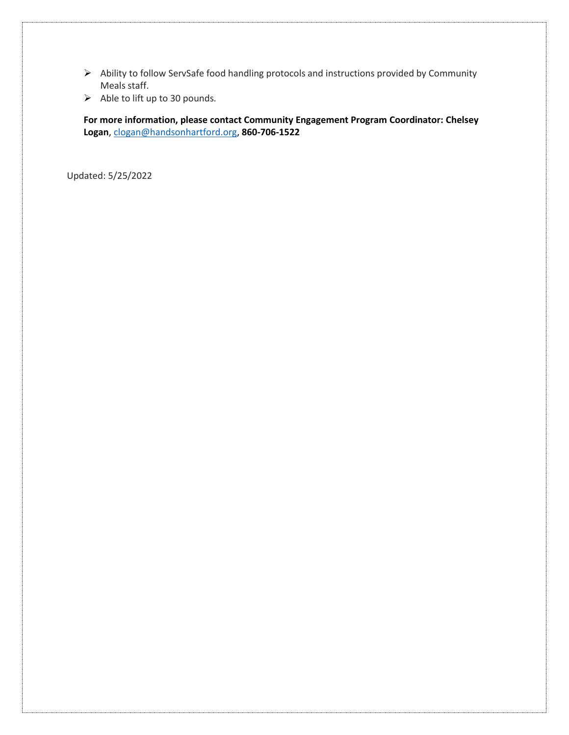- Ability to follow ServSafe food handling protocols and instructions provided by Community Meals staff.
- Able to lift up to 30 pounds.

**For more information, please contact Community Engagement Program Coordinator: Chelsey Logan**, clogan@handsonhartford.org, **860-706-1522**

Updated: 5/25/2022